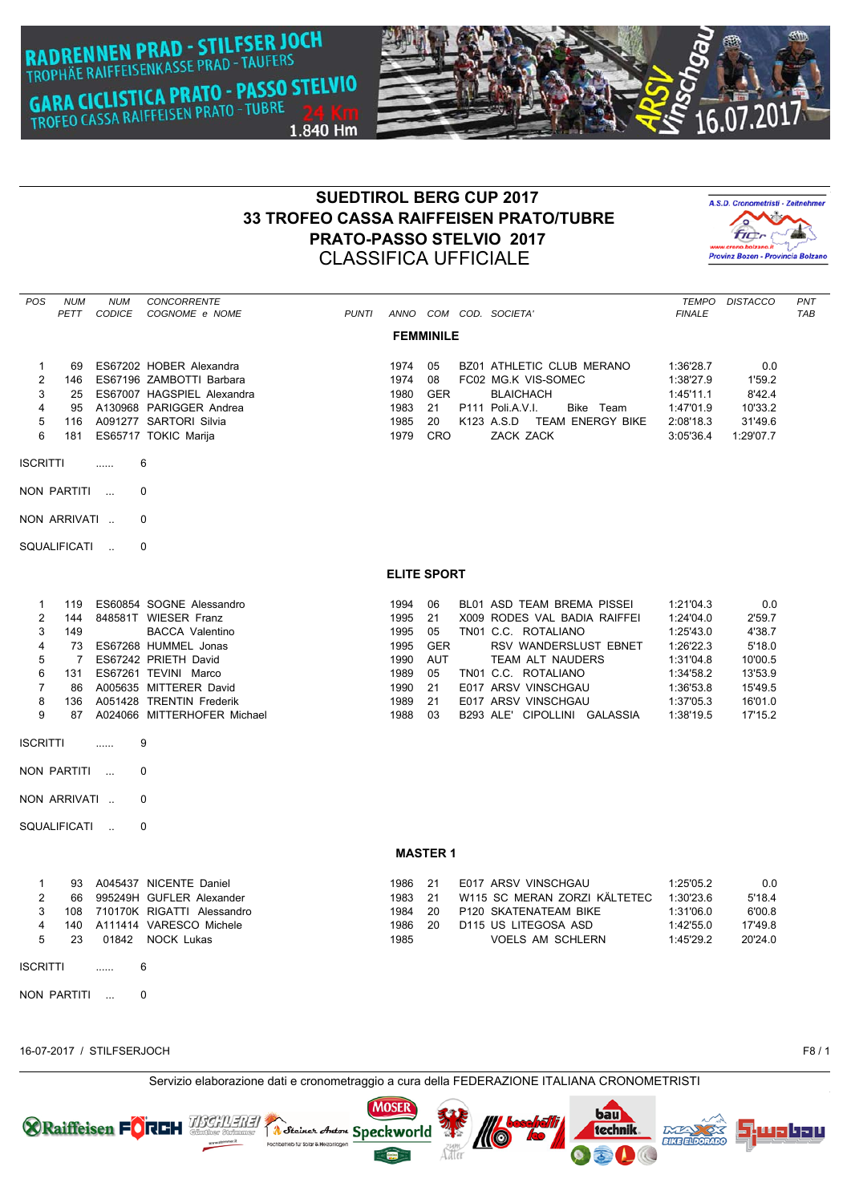RADRENNEN PRAD - STILFSER JOCH
TROPHÄE RAIFFEISENKASSE PRAD - TAUFERS
GARA CICLISTICA PRATO - PASSO STELVIO
TROFEO CASSA RAIFFEISEN PRATO - TUBRE
24 Km
1.840 Hm

ARSV Vinschgau 16.07.2017

# SUEDTIROL BERG CUP 2017
# 33 TROFEO CASSA RAIFFEISEN PRATO/TUBRE
# PRATO-PASSO STELVIO 2017
## CLASSIFICA UFFICIALE

A.S.D. Cronometristi - Zeitnehmer
www.crono.bolzano.it
Provinz Bozen - Provincia Bolzano

### FEMMINILE

| POS | NUM PETT | NUM CODICE | CONCORRENTE COGNOME e NOME | PUNTI | ANNO | COM | COD. | SOCIETA' | TEMPO FINALE | DISTACCO | PNT TAB |
|---|---|---|---|---|---|---|---|---|---|---|---|
| 1 | 69 | ES67202 | HOBER Alexandra | | 1974 | 05 | BZ01 | ATHLETIC CLUB MERANO | 1:36'28.7 | 0.0 | |
| 2 | 146 | ES67196 | ZAMBOTTI Barbara | | 1974 | 08 | FC02 | MG.K VIS-SOMEC | 1:38'27.9 | 1'59.2 | |
| 3 | 25 | ES67007 | HAGSPIEL Alexandra | | 1980 | GER | | BLAICHACH | 1:45'11.1 | 8'42.4 | |
| 4 | 95 | A130968 | PARIGGER Andrea | | 1983 | 21 | P111 | Poli.A.V.I. Bike Team | 1:47'01.9 | 10'33.2 | |
| 5 | 116 | A091277 | SARTORI Silvia | | 1985 | 20 | K123 | A.S.D TEAM ENERGY BIKE | 2:08'18.3 | 31'49.6 | |
| 6 | 181 | ES65717 | TOKIC Marija | | 1979 | CRO | | ZACK ZACK | 3:05'36.4 | 1:29'07.7 | |

ISCRITTI ...... 6

NON PARTITI ... 0

NON ARRIVATI .. 0

SQUALIFICATI .. 0

### ELITE SPORT

| POS | NUM PETT | NUM CODICE | CONCORRENTE COGNOME e NOME | PUNTI | ANNO | COM | COD. | SOCIETA' | TEMPO FINALE | DISTACCO | PNT TAB |
|---|---|---|---|---|---|---|---|---|---|---|---|
| 1 | 119 | ES60854 | SOGNE Alessandro | | 1994 | 06 | BL01 | ASD TEAM BREMA PISSEI | 1:21'04.3 | 0.0 | |
| 2 | 144 | 848581T | WIESER Franz | | 1995 | 21 | X009 | RODES VAL BADIA RAIFFEI | 1:24'04.0 | 2'59.7 | |
| 3 | 149 | | BACCA Valentino | | 1995 | 05 | TN01 | C.C. ROTALIANO | 1:25'43.0 | 4'38.7 | |
| 4 | 73 | ES67268 | HUMMEL Jonas | | 1995 | GER | | RSV WANDERSLUST EBNET | 1:26'22.3 | 5'18.0 | |
| 5 | 7 | ES67242 | PRIETH David | | 1990 | AUT | | TEAM ALT NAUDERS | 1:31'04.8 | 10'00.5 | |
| 6 | 131 | ES67261 | TEVINI Marco | | 1989 | 05 | TN01 | C.C. ROTALIANO | 1:34'58.2 | 13'53.9 | |
| 7 | 86 | A005635 | MITTERER David | | 1990 | 21 | E017 | ARSV VINSCHGAU | 1:36'53.8 | 15'49.5 | |
| 8 | 136 | A051428 | TRENTIN Frederik | | 1989 | 21 | E017 | ARSV VINSCHGAU | 1:37'05.3 | 16'01.0 | |
| 9 | 87 | A024066 | MITTERHOFER Michael | | 1988 | 03 | B293 | ALE' CIPOLLINI GALASSIA | 1:38'19.5 | 17'15.2 | |

ISCRITTI ...... 9

NON PARTITI ... 0

NON ARRIVATI .. 0

SQUALIFICATI .. 0

### MASTER 1

| POS | NUM PETT | NUM CODICE | CONCORRENTE COGNOME e NOME | PUNTI | ANNO | COM | COD. | SOCIETA' | TEMPO FINALE | DISTACCO | PNT TAB |
|---|---|---|---|---|---|---|---|---|---|---|---|
| 1 | 93 | A045437 | NICENTE Daniel | | 1986 | 21 | E017 | ARSV VINSCHGAU | 1:25'05.2 | 0.0 | |
| 2 | 66 | 995249H | GUFLER Alexander | | 1983 | 21 | W115 | SC MERAN ZORZI KÄLTETEC | 1:30'23.6 | 5'18.4 | |
| 3 | 108 | 710170K | RIGATTI Alessandro | | 1984 | 20 | P120 | SKATENATEAM BIKE | 1:31'06.0 | 6'00.8 | |
| 4 | 140 | A111414 | VARESCO Michele | | 1986 | 20 | D115 | US LITEGOSA ASD | 1:42'55.0 | 17'49.8 | |
| 5 | 23 | 01842 | NOCK Lukas | | 1985 | | | VOELS AM SCHLERN | 1:45'29.2 | 20'24.0 | |

ISCRITTI ...... 6

NON PARTITI ... 0

16-07-2017 / STILFSERJOCH

Servizio elaborazione dati e cronometraggio a cura della FEDERAZIONE ITALIANA CRONOMETRISTI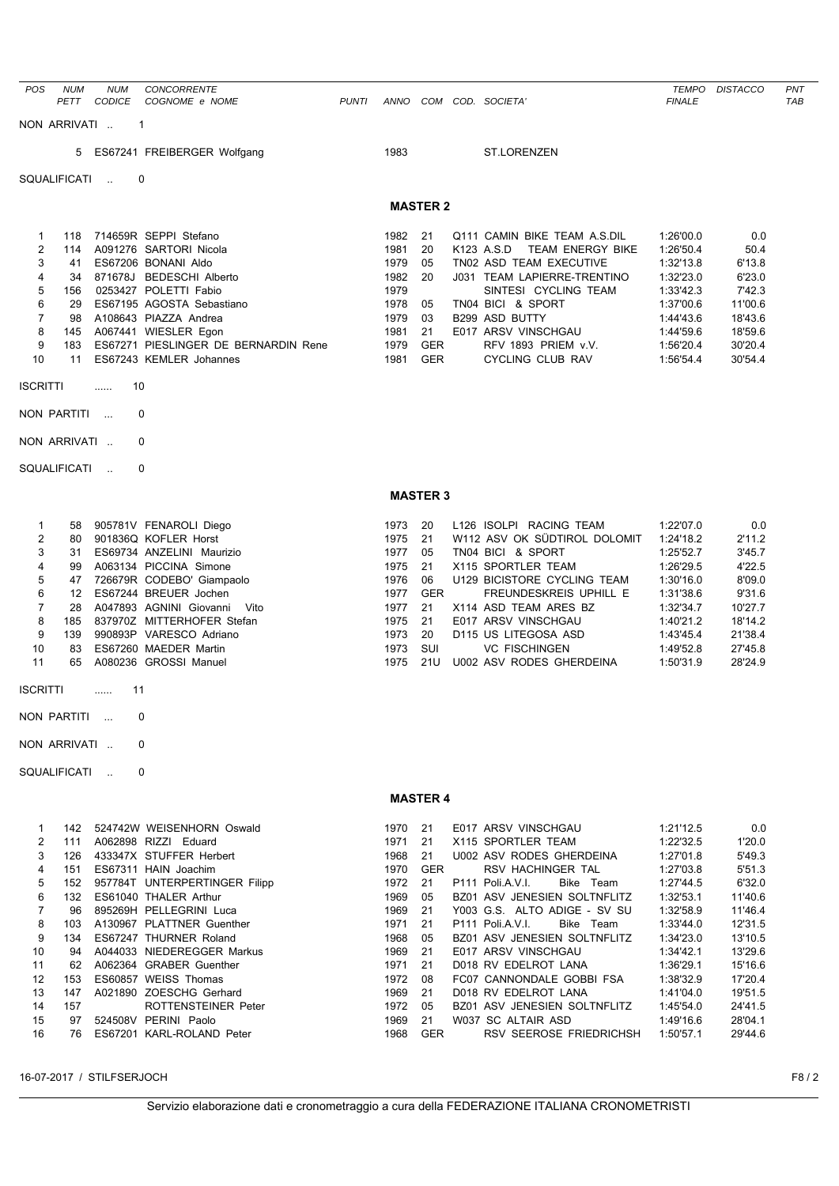| POS | NUM PETT | NUM CODICE | CONCORRENTE COGNOME e NOME | PUNTI | ANNO | COM | COD. | SOCIETA' | TEMPO FINALE | DISTACCO | PNT TAB |
|---|---|---|---|---|---|---|---|---|---|---|---|

NON ARRIVATI .. 1

| POS | NUM PETT | NUM CODICE | CONCORRENTE COGNOME e NOME | PUNTI | ANNO | COM | COD. | SOCIETA' | TEMPO FINALE | DISTACCO | PNT TAB |
|---|---|---|---|---|---|---|---|---|---|---|---|
| | 5 | ES67241 | FREIBERGER Wolfgang | | 1983 | | | ST.LORENZEN | | | |

SQUALIFICATI .. 0

## MASTER 2

| POS | NUM PETT | NUM CODICE | CONCORRENTE COGNOME e NOME | PUNTI | ANNO | COM | COD. | SOCIETA' | TEMPO FINALE | DISTACCO | PNT TAB |
|---|---|---|---|---|---|---|---|---|---|---|---|
| 1 | 118 | 714659R | SEPPI Stefano | | 1982 | 21 | Q111 | CAMIN BIKE TEAM A.S.DIL | 1:26'00.0 | 0.0 | |
| 2 | 114 | A091276 | SARTORI Nicola | | 1981 | 20 | K123 | A.S.D TEAM ENERGY BIKE | 1:26'50.4 | 50.4 | |
| 3 | 41 | ES67206 | BONANI Aldo | | 1979 | 05 | TN02 | ASD TEAM EXECUTIVE | 1:32'13.8 | 6'13.8 | |
| 4 | 34 | 871678J | BEDESCHI Alberto | | 1982 | 20 | J031 | TEAM LAPIERRE-TRENTINO | 1:32'23.0 | 6'23.0 | |
| 5 | 156 | 0253427 | POLETTI Fabio | | 1979 | | | SINTESI CYCLING TEAM | 1:33'42.3 | 7'42.3 | |
| 6 | 29 | ES67195 | AGOSTA Sebastiano | | 1978 | 05 | TN04 | BICI & SPORT | 1:37'00.6 | 11'00.6 | |
| 7 | 98 | A108643 | PIAZZA Andrea | | 1979 | 03 | B299 | ASD BUTTY | 1:44'43.6 | 18'43.6 | |
| 8 | 145 | A067441 | WIESLER Egon | | 1981 | 21 | E017 | ARSV VINSCHGAU | 1:44'59.6 | 18'59.6 | |
| 9 | 183 | ES67271 | PIESLINGER DE BERNARDIN Rene | | 1979 | GER | | RFV 1893 PRIEM v.V. | 1:56'20.4 | 30'20.4 | |
| 10 | 11 | ES67243 | KEMLER Johannes | | 1981 | GER | | CYCLING CLUB RAV | 1:56'54.4 | 30'54.4 | |

ISCRITTI ...... 10

NON PARTITI ... 0

NON ARRIVATI .. 0

SQUALIFICATI .. 0

## MASTER 3

| POS | NUM PETT | NUM CODICE | CONCORRENTE COGNOME e NOME | PUNTI | ANNO | COM | COD. | SOCIETA' | TEMPO FINALE | DISTACCO | PNT TAB |
|---|---|---|---|---|---|---|---|---|---|---|---|
| 1 | 58 | 905781V | FENAROLI Diego | | 1973 | 20 | L126 | ISOLPI RACING TEAM | 1:22'07.0 | 0.0 | |
| 2 | 80 | 901836Q | KOFLER Horst | | 1975 | 21 | W112 | ASV OK SÜDTIROL DOLOMIT | 1:24'18.2 | 2'11.2 | |
| 3 | 31 | ES69734 | ANZELINI Maurizio | | 1977 | 05 | TN04 | BICI & SPORT | 1:25'52.7 | 3'45.7 | |
| 4 | 99 | A063134 | PICCINA Simone | | 1975 | 21 | X115 | SPORTLER TEAM | 1:26'29.5 | 4'22.5 | |
| 5 | 47 | 726679R | CODEBO' Giampaolo | | 1976 | 06 | U129 | BICISTORE CYCLING TEAM | 1:30'16.0 | 8'09.0 | |
| 6 | 12 | ES67244 | BREUER Jochen | | 1977 | GER | | FREUNDESKREIS UPHILL E | 1:31'38.6 | 9'31.6 | |
| 7 | 28 | A047893 | AGNINI Giovanni Vito | | 1977 | 21 | X114 | ASD TEAM ARES BZ | 1:32'34.7 | 10'27.7 | |
| 8 | 185 | 837970Z | MITTERHOFER Stefan | | 1975 | 21 | E017 | ARSV VINSCHGAU | 1:40'21.2 | 18'14.2 | |
| 9 | 139 | 990893P | VARESCO Adriano | | 1973 | 20 | D115 | US LITEGOSA ASD | 1:43'45.4 | 21'38.4 | |
| 10 | 83 | ES67260 | MAEDER Martin | | 1973 | SUI | | VC FISCHINGEN | 1:49'52.8 | 27'45.8 | |
| 11 | 65 | A080236 | GROSSI Manuel | | 1975 | 21U | U002 | ASV RODES GHERDEINA | 1:50'31.9 | 28'24.9 | |

ISCRITTI ...... 11

NON PARTITI ... 0

NON ARRIVATI .. 0

SQUALIFICATI .. 0

## MASTER 4

| POS | NUM PETT | NUM CODICE | CONCORRENTE COGNOME e NOME | PUNTI | ANNO | COM | COD. | SOCIETA' | TEMPO FINALE | DISTACCO | PNT TAB |
|---|---|---|---|---|---|---|---|---|---|---|---|
| 1 | 142 | 524742W | WEISENHORN Oswald | | 1970 | 21 | E017 | ARSV VINSCHGAU | 1:21'12.5 | 0.0 | |
| 2 | 111 | A062898 | RIZZI Eduard | | 1971 | 21 | X115 | SPORTLER TEAM | 1:22'32.5 | 1'20.0 | |
| 3 | 126 | 433347X | STUFFER Herbert | | 1968 | 21 | U002 | ASV RODES GHERDEINA | 1:27'01.8 | 5'49.3 | |
| 4 | 151 | ES67311 | HAIN Joachim | | 1970 | GER | | RSV HACHINGER TAL | 1:27'03.8 | 5'51.3 | |
| 5 | 152 | 957784T | UNTERPERTINGER Filipp | | 1972 | 21 | P111 | Poli.A.V.I. Bike Team | 1:27'44.5 | 6'32.0 | |
| 6 | 132 | ES61040 | THALER Arthur | | 1969 | 05 | BZ01 | ASV JENESIEN SOLTNFLITZ | 1:32'53.1 | 11'40.6 | |
| 7 | 96 | 895269H | PELLEGRINI Luca | | 1969 | 21 | Y003 | G.S. ALTO ADIGE - SV SU | 1:32'58.9 | 11'46.4 | |
| 8 | 103 | A130967 | PLATTNER Guenther | | 1971 | 21 | P111 | Poli.A.V.I. Bike Team | 1:33'44.0 | 12'31.5 | |
| 9 | 134 | ES67247 | THURNER Roland | | 1968 | 05 | BZ01 | ASV JENESIEN SOLTNFLITZ | 1:34'23.0 | 13'10.5 | |
| 10 | 94 | A044033 | NIEDEREGGER Markus | | 1969 | 21 | E017 | ARSV VINSCHGAU | 1:34'42.1 | 13'29.6 | |
| 11 | 62 | A062364 | GRABER Guenther | | 1971 | 21 | D018 | RV EDELROT LANA | 1:36'29.1 | 15'16.6 | |
| 12 | 153 | ES60857 | WEISS Thomas | | 1972 | 08 | FC07 | CANNONDALE GOBBI FSA | 1:38'32.9 | 17'20.4 | |
| 13 | 147 | A021890 | ZOESCHG Gerhard | | 1969 | 21 | D018 | RV EDELROT LANA | 1:41'04.0 | 19'51.5 | |
| 14 | 157 | | ROTTENSTEINER Peter | | 1972 | 05 | BZ01 | ASV JENESIEN SOLTNFLITZ | 1:45'54.0 | 24'41.5 | |
| 15 | 97 | 524508V | PERINI Paolo | | 1969 | 21 | W037 | SC ALTAIR ASD | 1:49'16.6 | 28'04.1 | |
| 16 | 76 | ES67201 | KARL-ROLAND Peter | | 1968 | GER | | RSV SEEROSE FRIEDRICHSH | 1:50'57.1 | 29'44.6 | |

16-07-2017 / STILFSERJOCH

Servizio elaborazione dati e cronometraggio a cura della FEDERAZIONE ITALIANA CRONOMETRISTI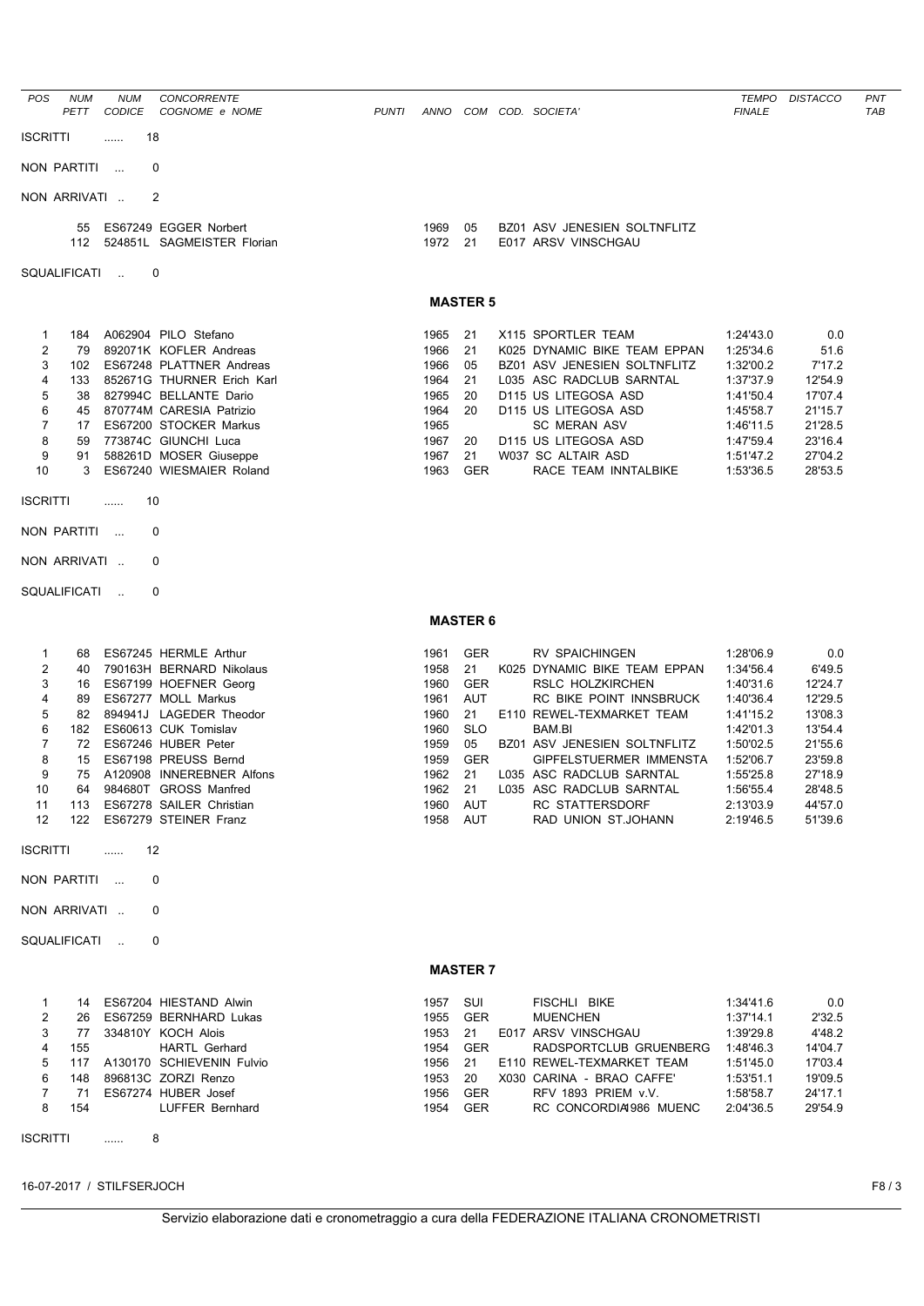| POS | NUM PETT | NUM CODICE | CONCORRENTE COGNOME e NOME | PUNTI | ANNO | COM | COD. SOCIETA' | TEMPO FINALE | DISTACCO | PNT TAB |
|---|---|---|---|---|---|---|---|---|---|---|

ISCRITTI ...... 18

NON PARTITI ... 0

NON ARRIVATI .. 2

| NUM PETT | NUM CODICE | CONCORRENTE | ANNO | COM | COD. SOCIETA' |
|---|---|---|---|---|---|
| 55 | ES67249 | EGGER Norbert | 1969 | 05 | BZ01 ASV JENESIEN SOLTNFLITZ |
| 112 | 524851L | SAGMEISTER Florian | 1972 | 21 | E017 ARSV VINSCHGAU |

SQUALIFICATI .. 0

## MASTER 5

| POS | NUM PETT | NUM CODICE | CONCORRENTE | ANNO | COM | COD. SOCIETA' | TEMPO FINALE | DISTACCO |
|---|---|---|---|---|---|---|---|---|
| 1 | 184 | A062904 | PILO Stefano | 1965 | 21 | X115 SPORTLER TEAM | 1:24'43.0 | 0.0 |
| 2 | 79 | 892071K | KOFLER Andreas | 1966 | 21 | K025 DYNAMIC BIKE TEAM EPPAN | 1:25'34.6 | 51.6 |
| 3 | 102 | ES67248 | PLATTNER Andreas | 1966 | 05 | BZ01 ASV JENESIEN SOLTNFLITZ | 1:32'00.2 | 7'17.2 |
| 4 | 133 | 852671G | THURNER Erich Karl | 1964 | 21 | L035 ASC RADCLUB SARNTAL | 1:37'37.9 | 12'54.9 |
| 5 | 38 | 827994C | BELLANTE Dario | 1965 | 20 | D115 US LITEGOSA ASD | 1:41'50.4 | 17'07.4 |
| 6 | 45 | 870774M | CARESIA Patrizio | 1964 | 20 | D115 US LITEGOSA ASD | 1:45'58.7 | 21'15.7 |
| 7 | 17 | ES67200 | STOCKER Markus | 1965 | | SC MERAN ASV | 1:46'11.5 | 21'28.5 |
| 8 | 59 | 773874C | GIUNCHI Luca | 1967 | 20 | D115 US LITEGOSA ASD | 1:47'59.4 | 23'16.4 |
| 9 | 91 | 588261D | MOSER Giuseppe | 1967 | 21 | W037 SC ALTAIR ASD | 1:51'47.2 | 27'04.2 |
| 10 | 3 | ES67240 | WIESMAIER Roland | 1963 | GER | RACE TEAM INNTALBIKE | 1:53'36.5 | 28'53.5 |

ISCRITTI ...... 10

NON PARTITI ... 0

NON ARRIVATI .. 0

SQUALIFICATI .. 0

## MASTER 6

| POS | NUM PETT | NUM CODICE | CONCORRENTE | ANNO | COM | COD. SOCIETA' | TEMPO FINALE | DISTACCO |
|---|---|---|---|---|---|---|---|---|
| 1 | 68 | ES67245 | HERMLE Arthur | 1961 | GER | RV SPAICHINGEN | 1:28'06.9 | 0.0 |
| 2 | 40 | 790163H | BERNARD Nikolaus | 1958 | 21 | K025 DYNAMIC BIKE TEAM EPPAN | 1:34'56.4 | 6'49.5 |
| 3 | 16 | ES67199 | HOEFNER Georg | 1960 | GER | RSLC HOLZKIRCHEN | 1:40'31.6 | 12'24.7 |
| 4 | 89 | ES67277 | MOLL Markus | 1961 | AUT | RC BIKE POINT INNSBRUCK | 1:40'36.4 | 12'29.5 |
| 5 | 82 | 894941J | LAGEDER Theodor | 1960 | 21 | E110 REWEL-TEXMARKET TEAM | 1:41'15.2 | 13'08.3 |
| 6 | 182 | ES60613 | CUK Tomislav | 1960 | SLO | BAM.BI | 1:42'01.3 | 13'54.4 |
| 7 | 72 | ES67246 | HUBER Peter | 1959 | 05 | BZ01 ASV JENESIEN SOLTNFLITZ | 1:50'02.5 | 21'55.6 |
| 8 | 15 | ES67198 | PREUSS Bernd | 1959 | GER | GIPFELSTUERMER IMMENSTA | 1:52'06.7 | 23'59.8 |
| 9 | 75 | A120908 | INNEREBNER Alfons | 1962 | 21 | L035 ASC RADCLUB SARNTAL | 1:55'25.8 | 27'18.9 |
| 10 | 64 | 984680T | GROSS Manfred | 1962 | 21 | L035 ASC RADCLUB SARNTAL | 1:56'55.4 | 28'48.5 |
| 11 | 113 | ES67278 | SAILER Christian | 1960 | AUT | RC STATTERSDORF | 2:13'03.9 | 44'57.0 |
| 12 | 122 | ES67279 | STEINER Franz | 1958 | AUT | RAD UNION ST.JOHANN | 2:19'46.5 | 51'39.6 |

ISCRITTI ...... 12

NON PARTITI ... 0

NON ARRIVATI .. 0

SQUALIFICATI .. 0

## MASTER 7

| POS | NUM PETT | NUM CODICE | CONCORRENTE | ANNO | COM | COD. SOCIETA' | TEMPO FINALE | DISTACCO |
|---|---|---|---|---|---|---|---|---|
| 1 | 14 | ES67204 | HIESTAND Alwin | 1957 | SUI | FISCHLI BIKE | 1:34'41.6 | 0.0 |
| 2 | 26 | ES67259 | BERNHARD Lukas | 1955 | GER | MUENCHEN | 1:37'14.1 | 2'32.5 |
| 3 | 77 | 334810Y | KOCH Alois | 1953 | 21 | E017 ARSV VINSCHGAU | 1:39'29.8 | 4'48.2 |
| 4 | 155 | | HARTL Gerhard | 1954 | GER | RADSPORTCLUB GRUENBERG | 1:48'46.3 | 14'04.7 |
| 5 | 117 | A130170 | SCHIEVENIN Fulvio | 1956 | 21 | E110 REWEL-TEXMARKET TEAM | 1:51'45.0 | 17'03.4 |
| 6 | 148 | 896813C | ZORZI Renzo | 1953 | 20 | X030 CARINA - BRAO CAFFE' | 1:53'51.1 | 19'09.5 |
| 7 | 71 | ES67274 | HUBER Josef | 1956 | GER | RFV 1893 PRIEM v.V. | 1:58'58.7 | 24'17.1 |
| 8 | 154 | | LUFFER Bernhard | 1954 | GER | RC CONCORDIA1986 MUENC | 2:04'36.5 | 29'54.9 |

ISCRITTI ...... 8

16-07-2017 / STILFSERJOCH

Servizio elaborazione dati e cronometraggio a cura della FEDERAZIONE ITALIANA CRONOMETRISTI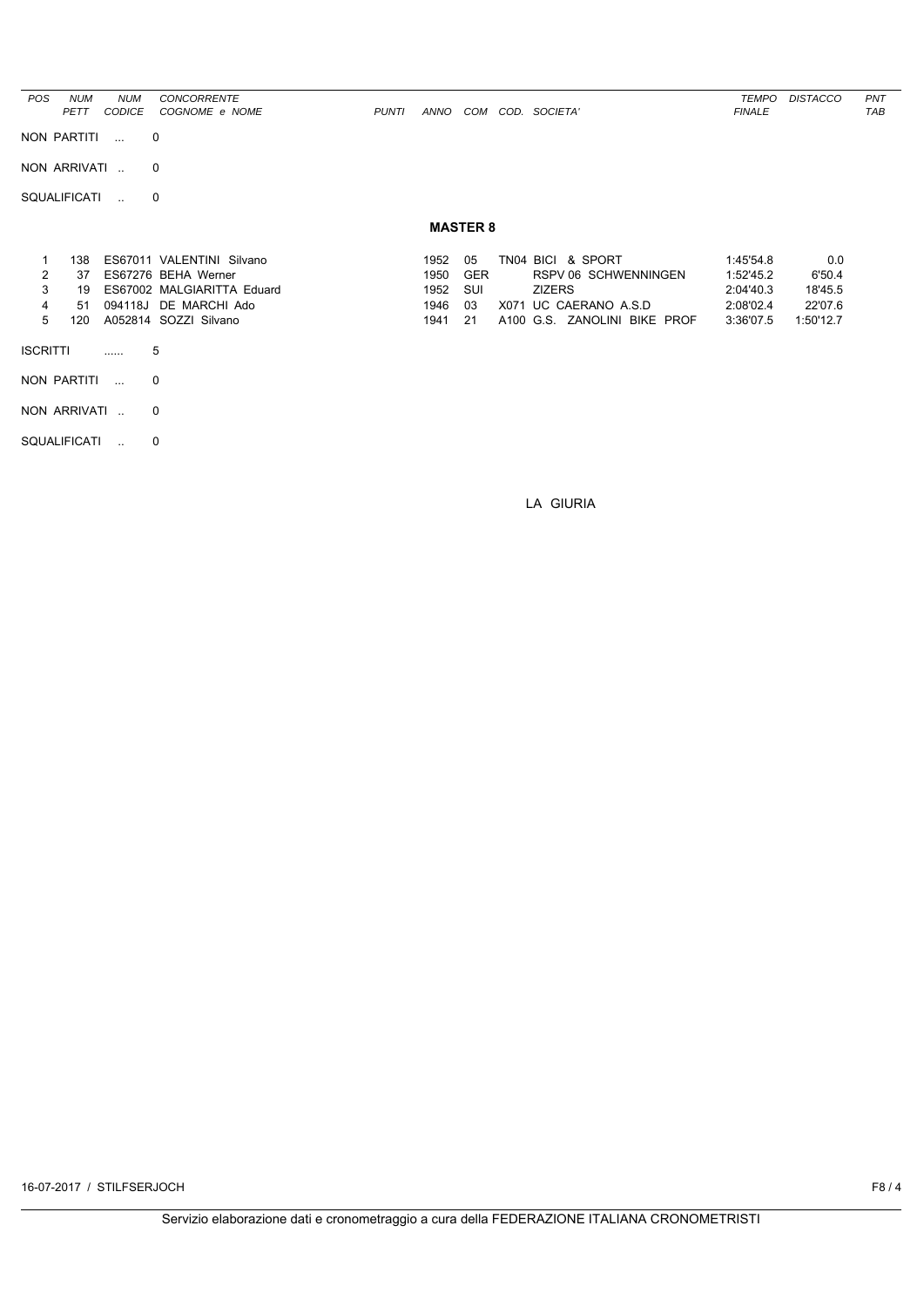| POS | NUM PETT | NUM CODICE | CONCORRENTE COGNOME e NOME | PUNTI | ANNO | COM | COD. | SOCIETA' | TEMPO FINALE | DISTACCO | PNT TAB |
|---|---|---|---|---|---|---|---|---|---|---|---|

NON PARTITI ... 0

NON ARRIVATI .. 0

SQUALIFICATI .. 0

## MASTER 8

| POS | NUM PETT | NUM CODICE | CONCORRENTE COGNOME e NOME | PUNTI | ANNO | COM | COD. | SOCIETA' | TEMPO FINALE | DISTACCO | PNT TAB |
|---|---|---|---|---|---|---|---|---|---|---|---|
| 1 | 138 | ES67011 | VALENTINI Silvano | | 1952 | 05 | TN04 | BICI & SPORT | 1:45'54.8 | 0.0 | |
| 2 | 37 | ES67276 | BEHA Werner | | 1950 | GER | | RSPV 06 SCHWENNINGEN | 1:52'45.2 | 6'50.4 | |
| 3 | 19 | ES67002 | MALGIARITTA Eduard | | 1952 | SUI | | ZIZERS | 2:04'40.3 | 18'45.5 | |
| 4 | 51 | 094118J | DE MARCHI Ado | | 1946 | 03 | X071 | UC CAERANO A.S.D | 2:08'02.4 | 22'07.6 | |
| 5 | 120 | A052814 | SOZZI Silvano | | 1941 | 21 | A100 | G.S. ZANOLINI BIKE PROF | 3:36'07.5 | 1:50'12.7 | |

ISCRITTI ...... 5

NON PARTITI ... 0

NON ARRIVATI .. 0

SQUALIFICATI .. 0

LA GIURIA

16-07-2017 / STILFSERJOCH

Servizio elaborazione dati e cronometraggio a cura della FEDERAZIONE ITALIANA CRONOMETRISTI